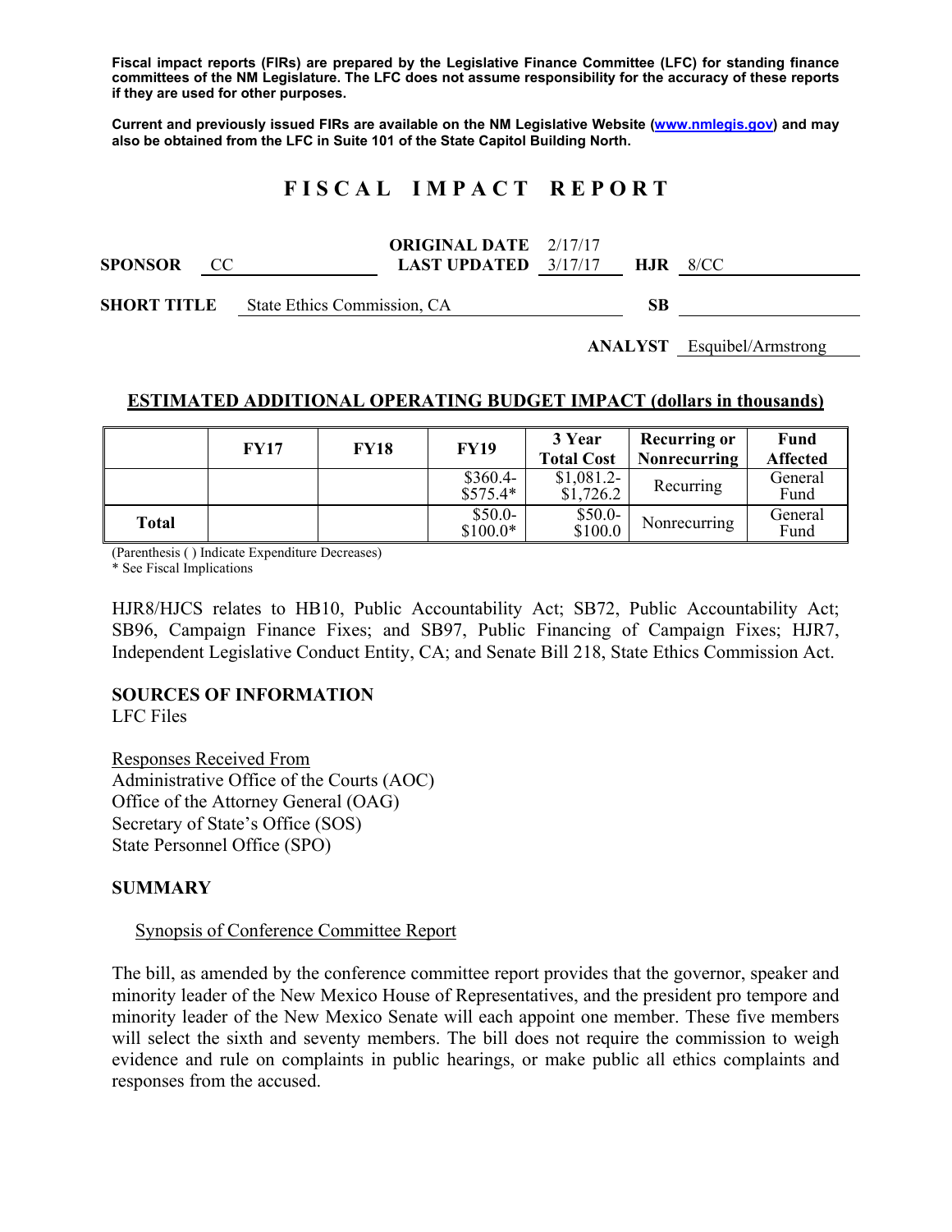**Fiscal impact reports (FIRs) are prepared by the Legislative Finance Committee (LFC) for standing finance committees of the NM Legislature. The LFC does not assume responsibility for the accuracy of these reports if they are used for other purposes.**

**Current and previously issued FIRs are available on the NM Legislative Website (www.nmlegis.gov) and may also be obtained from the LFC in Suite 101 of the State Capitol Building North.**

# FISCAL IMPACT REPORT

**SPONSOR** CC **ORIGINAL DATE** 2/17/17 **LAST UPDATED** 3/17/17 **HJR** 8/CC

**SHORT TITLE** State Ethics Commission, CA **SB**

**ANALYST** Esquibel/Armstrong

## ESTIMATED ADDITIONAL OPERATING BUDGET IMPACT (dollars in thousands)

| | FY17 | FY18 | FY19 | 3 Year Total Cost | Recurring or Nonrecurring | Fund Affected |
|---|---|---|---|---|---|---|
| | | | \$360.4-\$575.4* | \$1,081.2-\$1,726.2 | Recurring | General Fund |
| **Total** | | | \$50.0-\$100.0* | \$50.0-\$100.0 | Nonrecurring | General Fund |

(Parenthesis ( ) Indicate Expenditure Decreases)
* See Fiscal Implications

HJR8/HJCS relates to HB10, Public Accountability Act; SB72, Public Accountability Act; SB96, Campaign Finance Fixes; and SB97, Public Financing of Campaign Fixes; HJR7, Independent Legislative Conduct Entity, CA; and Senate Bill 218, State Ethics Commission Act.

## SOURCES OF INFORMATION

LFC Files

Responses Received From
Administrative Office of the Courts (AOC)
Office of the Attorney General (OAG)
Secretary of State's Office (SOS)
State Personnel Office (SPO)

## SUMMARY

Synopsis of Conference Committee Report

The bill, as amended by the conference committee report provides that the governor, speaker and minority leader of the New Mexico House of Representatives, and the president pro tempore and minority leader of the New Mexico Senate will each appoint one member. These five members will select the sixth and seventy members. The bill does not require the commission to weigh evidence and rule on complaints in public hearings, or make public all ethics complaints and responses from the accused.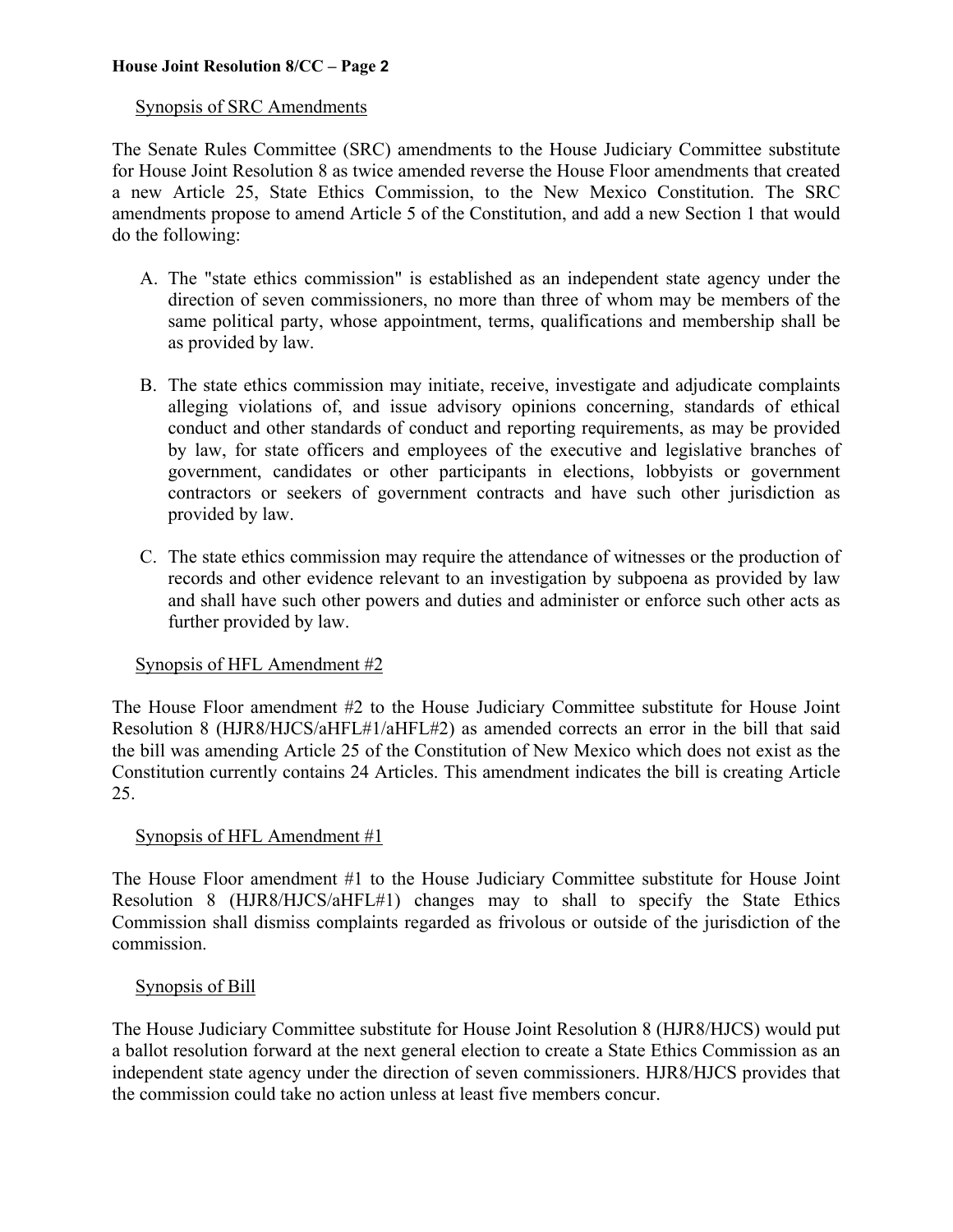Synopsis of SRC Amendments

The Senate Rules Committee (SRC) amendments to the House Judiciary Committee substitute for House Joint Resolution 8 as twice amended reverse the House Floor amendments that created a new Article 25, State Ethics Commission, to the New Mexico Constitution. The SRC amendments propose to amend Article 5 of the Constitution, and add a new Section 1 that would do the following:

A. The "state ethics commission" is established as an independent state agency under the direction of seven commissioners, no more than three of whom may be members of the same political party, whose appointment, terms, qualifications and membership shall be as provided by law.

B. The state ethics commission may initiate, receive, investigate and adjudicate complaints alleging violations of, and issue advisory opinions concerning, standards of ethical conduct and other standards of conduct and reporting requirements, as may be provided by law, for state officers and employees of the executive and legislative branches of government, candidates or other participants in elections, lobbyists or government contractors or seekers of government contracts and have such other jurisdiction as provided by law.

C. The state ethics commission may require the attendance of witnesses or the production of records and other evidence relevant to an investigation by subpoena as provided by law and shall have such other powers and duties and administer or enforce such other acts as further provided by law.

Synopsis of HFL Amendment #2

The House Floor amendment #2 to the House Judiciary Committee substitute for House Joint Resolution 8 (HJR8/HJCS/aHFL#1/aHFL#2) as amended corrects an error in the bill that said the bill was amending Article 25 of the Constitution of New Mexico which does not exist as the Constitution currently contains 24 Articles. This amendment indicates the bill is creating Article 25.

Synopsis of HFL Amendment #1

The House Floor amendment #1 to the House Judiciary Committee substitute for House Joint Resolution 8 (HJR8/HJCS/aHFL#1) changes may to shall to specify the State Ethics Commission shall dismiss complaints regarded as frivolous or outside of the jurisdiction of the commission.

Synopsis of Bill

The House Judiciary Committee substitute for House Joint Resolution 8 (HJR8/HJCS) would put a ballot resolution forward at the next general election to create a State Ethics Commission as an independent state agency under the direction of seven commissioners. HJR8/HJCS provides that the commission could take no action unless at least five members concur.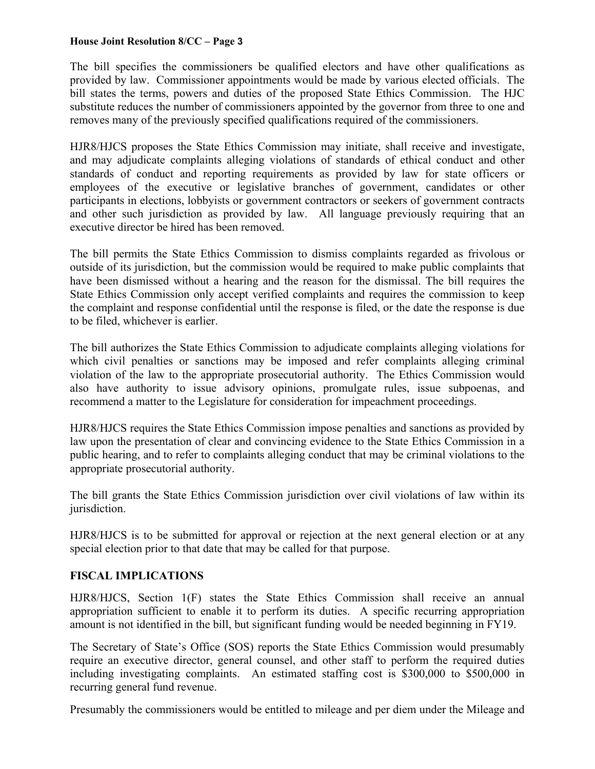The bill specifies the commissioners be qualified electors and have other qualifications as provided by law. Commissioner appointments would be made by various elected officials. The bill states the terms, powers and duties of the proposed State Ethics Commission. The HJC substitute reduces the number of commissioners appointed by the governor from three to one and removes many of the previously specified qualifications required of the commissioners.

HJR8/HJCS proposes the State Ethics Commission may initiate, shall receive and investigate, and may adjudicate complaints alleging violations of standards of ethical conduct and other standards of conduct and reporting requirements as provided by law for state officers or employees of the executive or legislative branches of government, candidates or other participants in elections, lobbyists or government contractors or seekers of government contracts and other such jurisdiction as provided by law. All language previously requiring that an executive director be hired has been removed.

The bill permits the State Ethics Commission to dismiss complaints regarded as frivolous or outside of its jurisdiction, but the commission would be required to make public complaints that have been dismissed without a hearing and the reason for the dismissal. The bill requires the State Ethics Commission only accept verified complaints and requires the commission to keep the complaint and response confidential until the response is filed, or the date the response is due to be filed, whichever is earlier.

The bill authorizes the State Ethics Commission to adjudicate complaints alleging violations for which civil penalties or sanctions may be imposed and refer complaints alleging criminal violation of the law to the appropriate prosecutorial authority. The Ethics Commission would also have authority to issue advisory opinions, promulgate rules, issue subpoenas, and recommend a matter to the Legislature for consideration for impeachment proceedings.

HJR8/HJCS requires the State Ethics Commission impose penalties and sanctions as provided by law upon the presentation of clear and convincing evidence to the State Ethics Commission in a public hearing, and to refer to complaints alleging conduct that may be criminal violations to the appropriate prosecutorial authority.

The bill grants the State Ethics Commission jurisdiction over civil violations of law within its jurisdiction.

HJR8/HJCS is to be submitted for approval or rejection at the next general election or at any special election prior to that date that may be called for that purpose.

## FISCAL IMPLICATIONS

HJR8/HJCS, Section 1(F) states the State Ethics Commission shall receive an annual appropriation sufficient to enable it to perform its duties. A specific recurring appropriation amount is not identified in the bill, but significant funding would be needed beginning in FY19.

The Secretary of State's Office (SOS) reports the State Ethics Commission would presumably require an executive director, general counsel, and other staff to perform the required duties including investigating complaints. An estimated staffing cost is $300,000 to $500,000 in recurring general fund revenue.

Presumably the commissioners would be entitled to mileage and per diem under the Mileage and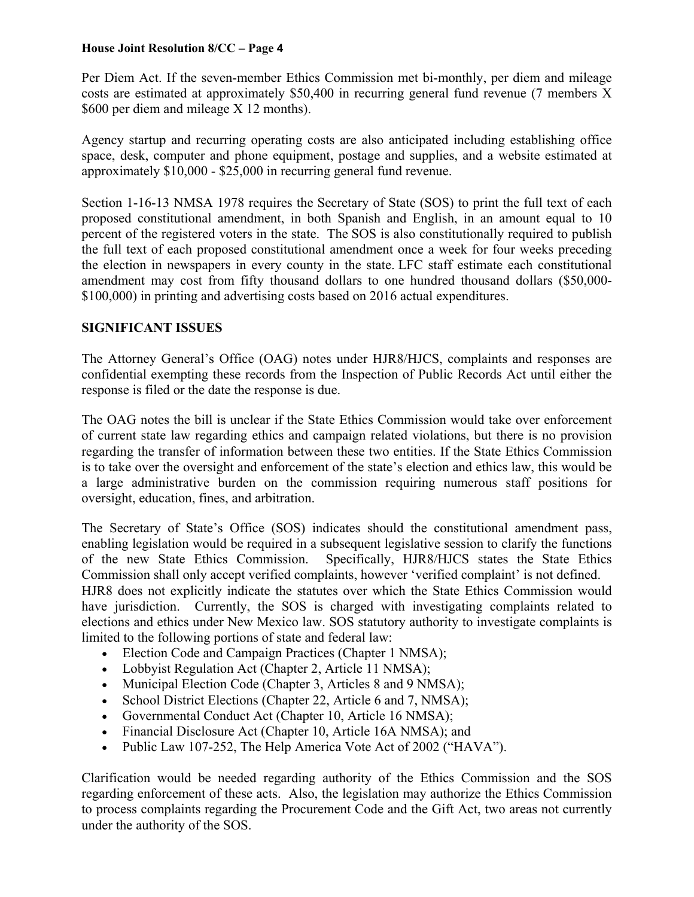Per Diem Act. If the seven-member Ethics Commission met bi-monthly, per diem and mileage costs are estimated at approximately $50,400 in recurring general fund revenue (7 members X $600 per diem and mileage X 12 months).

Agency startup and recurring operating costs are also anticipated including establishing office space, desk, computer and phone equipment, postage and supplies, and a website estimated at approximately $10,000 - $25,000 in recurring general fund revenue.

Section 1-16-13 NMSA 1978 requires the Secretary of State (SOS) to print the full text of each proposed constitutional amendment, in both Spanish and English, in an amount equal to 10 percent of the registered voters in the state. The SOS is also constitutionally required to publish the full text of each proposed constitutional amendment once a week for four weeks preceding the election in newspapers in every county in the state. LFC staff estimate each constitutional amendment may cost from fifty thousand dollars to one hundred thousand dollars ($50,000-$100,000) in printing and advertising costs based on 2016 actual expenditures.

**SIGNIFICANT ISSUES**

The Attorney General's Office (OAG) notes under HJR8/HJCS, complaints and responses are confidential exempting these records from the Inspection of Public Records Act until either the response is filed or the date the response is due.

The OAG notes the bill is unclear if the State Ethics Commission would take over enforcement of current state law regarding ethics and campaign related violations, but there is no provision regarding the transfer of information between these two entities. If the State Ethics Commission is to take over the oversight and enforcement of the state's election and ethics law, this would be a large administrative burden on the commission requiring numerous staff positions for oversight, education, fines, and arbitration.

The Secretary of State's Office (SOS) indicates should the constitutional amendment pass, enabling legislation would be required in a subsequent legislative session to clarify the functions of the new State Ethics Commission. Specifically, HJR8/HJCS states the State Ethics Commission shall only accept verified complaints, however 'verified complaint' is not defined. HJR8 does not explicitly indicate the statutes over which the State Ethics Commission would have jurisdiction. Currently, the SOS is charged with investigating complaints related to elections and ethics under New Mexico law. SOS statutory authority to investigate complaints is limited to the following portions of state and federal law:

- Election Code and Campaign Practices (Chapter 1 NMSA);
- Lobbyist Regulation Act (Chapter 2, Article 11 NMSA);
- Municipal Election Code (Chapter 3, Articles 8 and 9 NMSA);
- School District Elections (Chapter 22, Article 6 and 7, NMSA);
- Governmental Conduct Act (Chapter 10, Article 16 NMSA);
- Financial Disclosure Act (Chapter 10, Article 16A NMSA); and
- Public Law 107-252, The Help America Vote Act of 2002 ("HAVA").

Clarification would be needed regarding authority of the Ethics Commission and the SOS regarding enforcement of these acts. Also, the legislation may authorize the Ethics Commission to process complaints regarding the Procurement Code and the Gift Act, two areas not currently under the authority of the SOS.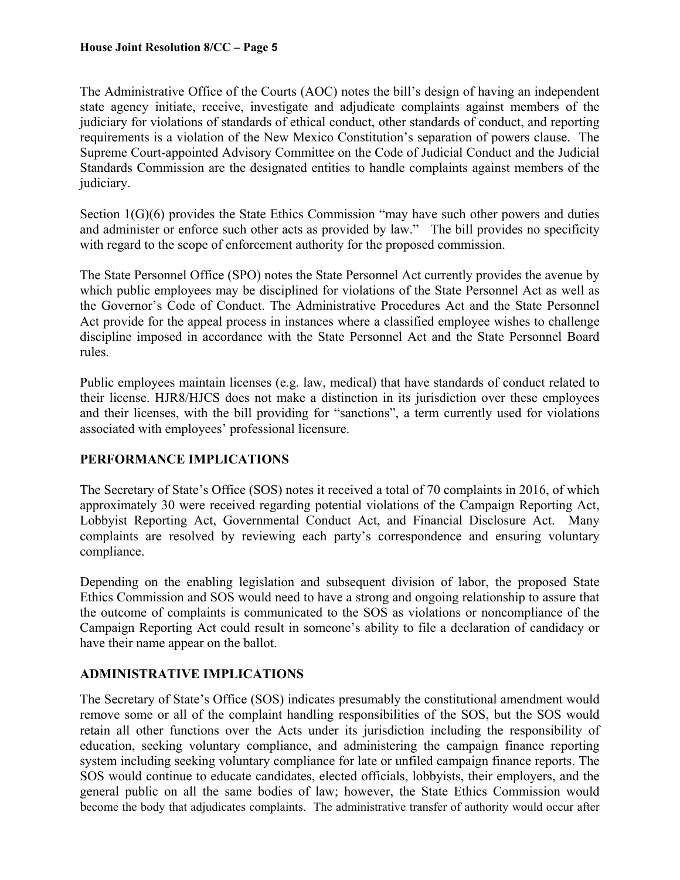The Administrative Office of the Courts (AOC) notes the bill's design of having an independent state agency initiate, receive, investigate and adjudicate complaints against members of the judiciary for violations of standards of ethical conduct, other standards of conduct, and reporting requirements is a violation of the New Mexico Constitution's separation of powers clause. The Supreme Court-appointed Advisory Committee on the Code of Judicial Conduct and the Judicial Standards Commission are the designated entities to handle complaints against members of the judiciary.

Section 1(G)(6) provides the State Ethics Commission "may have such other powers and duties and administer or enforce such other acts as provided by law." The bill provides no specificity with regard to the scope of enforcement authority for the proposed commission.

The State Personnel Office (SPO) notes the State Personnel Act currently provides the avenue by which public employees may be disciplined for violations of the State Personnel Act as well as the Governor's Code of Conduct. The Administrative Procedures Act and the State Personnel Act provide for the appeal process in instances where a classified employee wishes to challenge discipline imposed in accordance with the State Personnel Act and the State Personnel Board rules.

Public employees maintain licenses (e.g. law, medical) that have standards of conduct related to their license. HJR8/HJCS does not make a distinction in its jurisdiction over these employees and their licenses, with the bill providing for "sanctions", a term currently used for violations associated with employees' professional licensure.

## PERFORMANCE IMPLICATIONS

The Secretary of State's Office (SOS) notes it received a total of 70 complaints in 2016, of which approximately 30 were received regarding potential violations of the Campaign Reporting Act, Lobbyist Reporting Act, Governmental Conduct Act, and Financial Disclosure Act. Many complaints are resolved by reviewing each party's correspondence and ensuring voluntary compliance.

Depending on the enabling legislation and subsequent division of labor, the proposed State Ethics Commission and SOS would need to have a strong and ongoing relationship to assure that the outcome of complaints is communicated to the SOS as violations or noncompliance of the Campaign Reporting Act could result in someone's ability to file a declaration of candidacy or have their name appear on the ballot.

## ADMINISTRATIVE IMPLICATIONS

The Secretary of State's Office (SOS) indicates presumably the constitutional amendment would remove some or all of the complaint handling responsibilities of the SOS, but the SOS would retain all other functions over the Acts under its jurisdiction including the responsibility of education, seeking voluntary compliance, and administering the campaign finance reporting system including seeking voluntary compliance for late or unfiled campaign finance reports. The SOS would continue to educate candidates, elected officials, lobbyists, their employers, and the general public on all the same bodies of law; however, the State Ethics Commission would become the body that adjudicates complaints. The administrative transfer of authority would occur after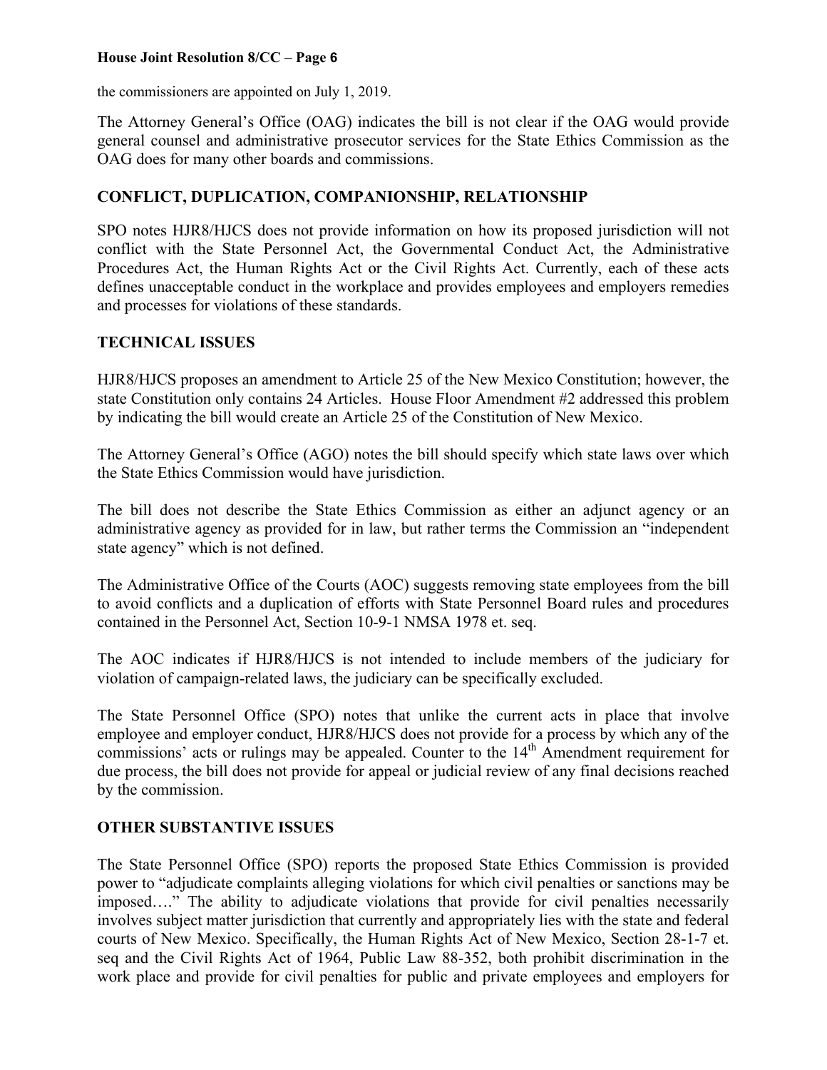the commissioners are appointed on July 1, 2019.

The Attorney General's Office (OAG) indicates the bill is not clear if the OAG would provide general counsel and administrative prosecutor services for the State Ethics Commission as the OAG does for many other boards and commissions.

## CONFLICT, DUPLICATION, COMPANIONSHIP, RELATIONSHIP

SPO notes HJR8/HJCS does not provide information on how its proposed jurisdiction will not conflict with the State Personnel Act, the Governmental Conduct Act, the Administrative Procedures Act, the Human Rights Act or the Civil Rights Act. Currently, each of these acts defines unacceptable conduct in the workplace and provides employees and employers remedies and processes for violations of these standards.

## TECHNICAL ISSUES

HJR8/HJCS proposes an amendment to Article 25 of the New Mexico Constitution; however, the state Constitution only contains 24 Articles. House Floor Amendment #2 addressed this problem by indicating the bill would create an Article 25 of the Constitution of New Mexico.

The Attorney General's Office (AGO) notes the bill should specify which state laws over which the State Ethics Commission would have jurisdiction.

The bill does not describe the State Ethics Commission as either an adjunct agency or an administrative agency as provided for in law, but rather terms the Commission an "independent state agency" which is not defined.

The Administrative Office of the Courts (AOC) suggests removing state employees from the bill to avoid conflicts and a duplication of efforts with State Personnel Board rules and procedures contained in the Personnel Act, Section 10-9-1 NMSA 1978 et. seq.

The AOC indicates if HJR8/HJCS is not intended to include members of the judiciary for violation of campaign-related laws, the judiciary can be specifically excluded.

The State Personnel Office (SPO) notes that unlike the current acts in place that involve employee and employer conduct, HJR8/HJCS does not provide for a process by which any of the commissions' acts or rulings may be appealed. Counter to the 14th Amendment requirement for due process, the bill does not provide for appeal or judicial review of any final decisions reached by the commission.

## OTHER SUBSTANTIVE ISSUES

The State Personnel Office (SPO) reports the proposed State Ethics Commission is provided power to "adjudicate complaints alleging violations for which civil penalties or sanctions may be imposed…." The ability to adjudicate violations that provide for civil penalties necessarily involves subject matter jurisdiction that currently and appropriately lies with the state and federal courts of New Mexico. Specifically, the Human Rights Act of New Mexico, Section 28-1-7 et. seq and the Civil Rights Act of 1964, Public Law 88-352, both prohibit discrimination in the work place and provide for civil penalties for public and private employees and employers for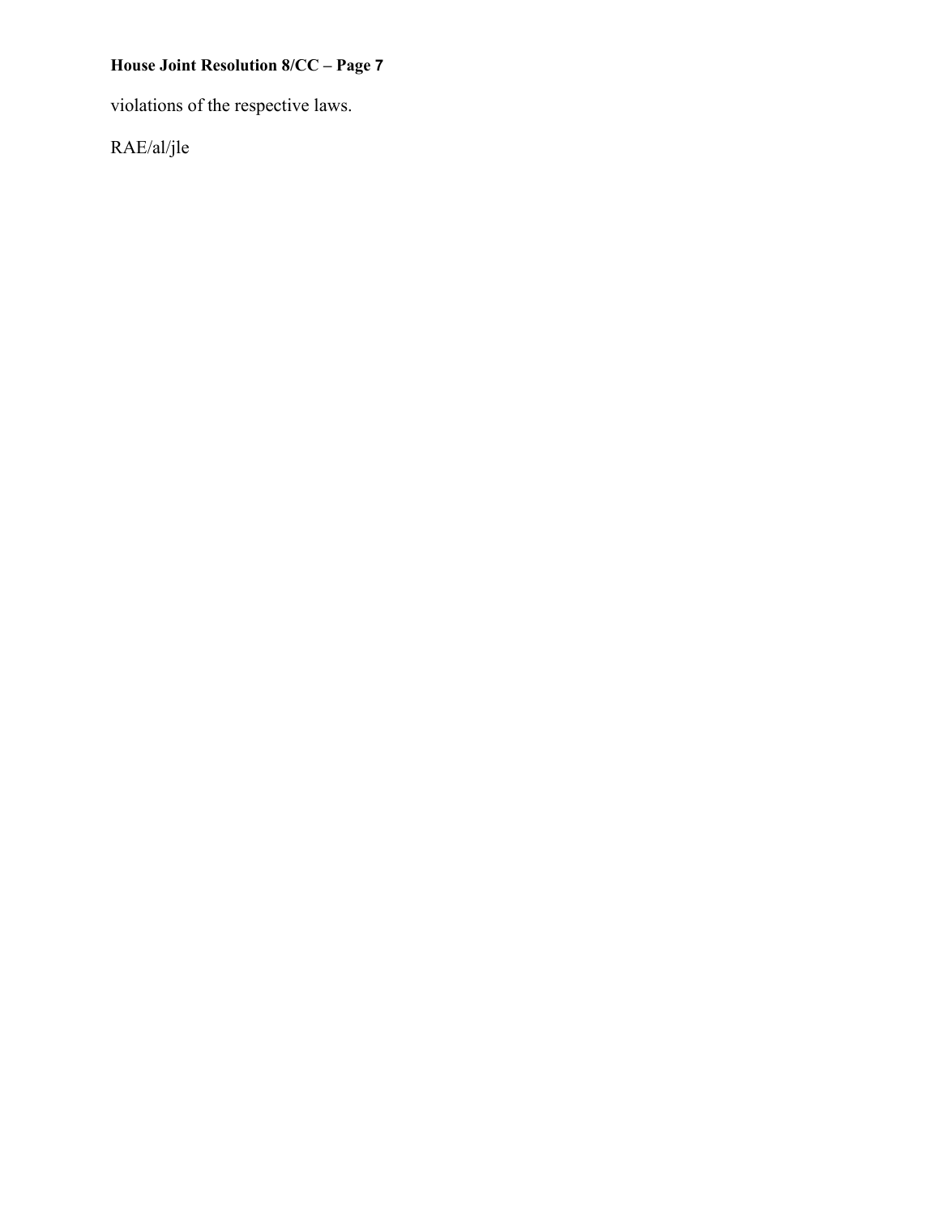violations of the respective laws.

RAE/al/jle